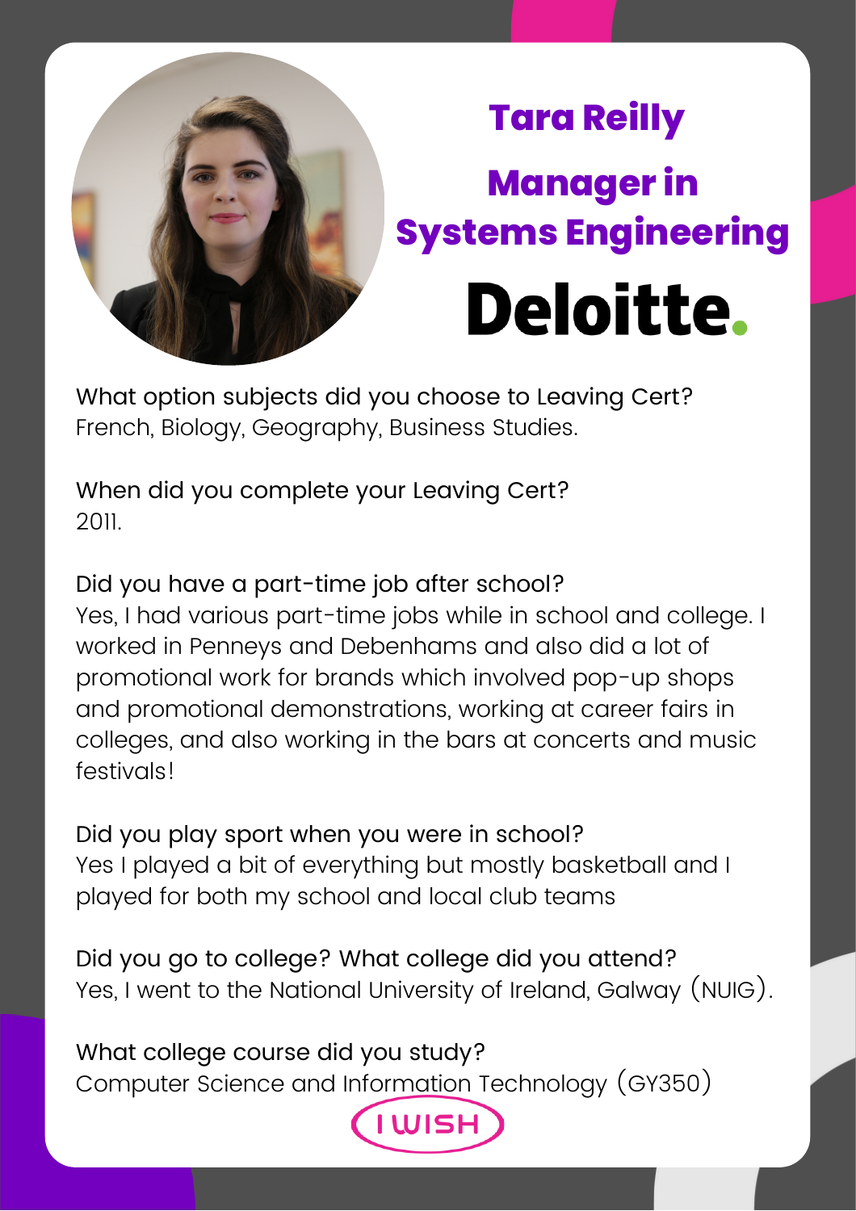# Tara Reilly

## Manager in Systems Engineering

## Deloitte.

What option subjects did you choose to Leaving Cert?
French, Biology, Geography, Business Studies.

When did you complete your Leaving Cert?
2011.

Did you have a part-time job after school?
Yes, I had various part-time jobs while in school and college. I worked in Penneys and Debenhams and also did a lot of promotional work for brands which involved pop-up shops and promotional demonstrations, working at career fairs in colleges, and also working in the bars at concerts and music festivals!

Did you play sport when you were in school?
Yes I played a bit of everything but mostly basketball and I played for both my school and local club teams

Did you go to college? What college did you attend?
Yes, I went to the National University of Ireland, Galway (NUIG).

What college course did you study?
Computer Science and Information Technology (GY350)

I WISH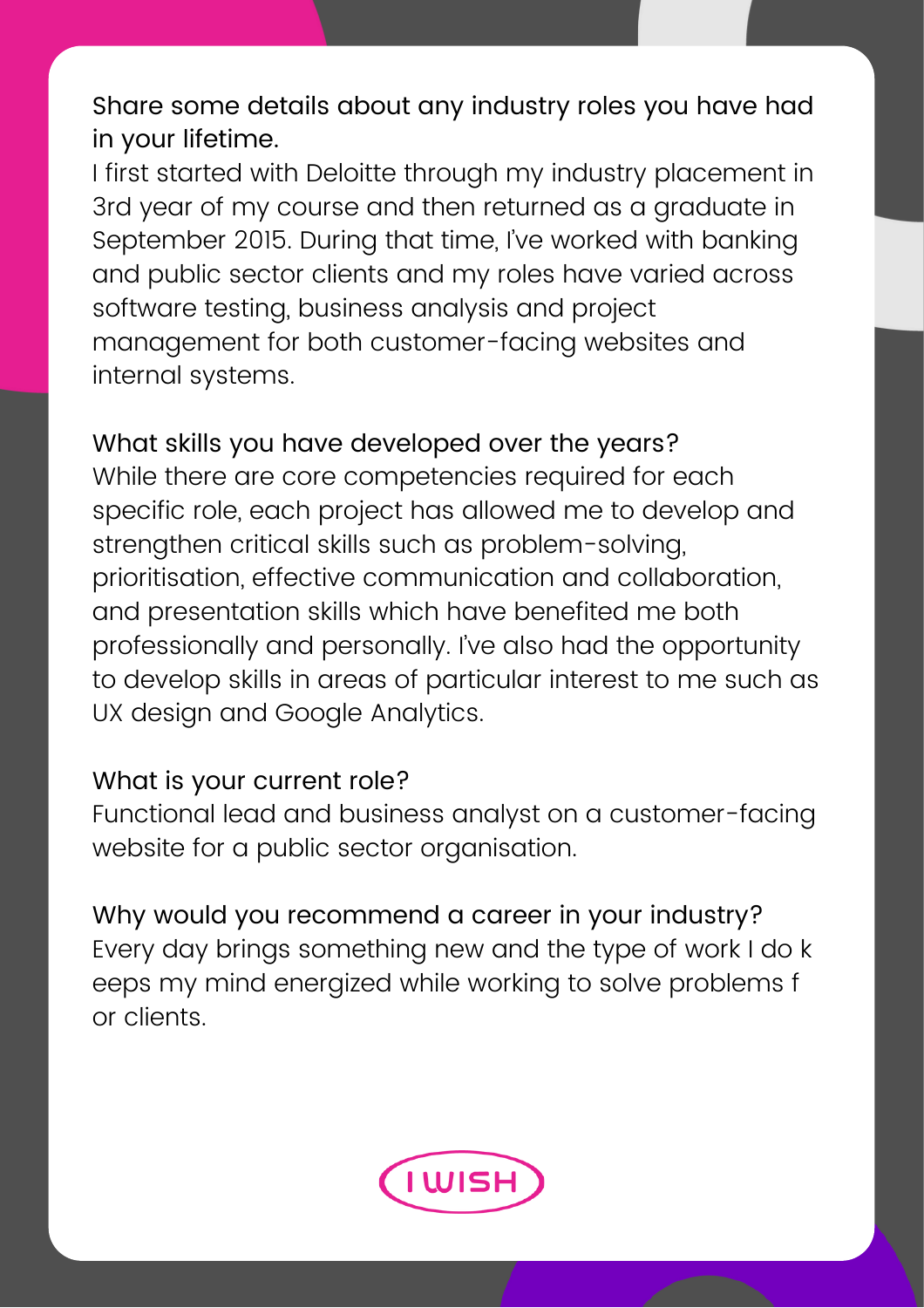## Share some details about any industry roles you have had in your lifetime.

I first started with Deloitte through my industry placement in 3rd year of my course and then returned as a graduate in September 2015. During that time, I've worked with banking and public sector clients and my roles have varied across software testing, business analysis and project management for both customer-facing websites and internal systems.

## What skills you have developed over the years?

While there are core competencies required for each specific role, each project has allowed me to develop and strengthen critical skills such as problem-solving, prioritisation, effective communication and collaboration, and presentation skills which have benefited me both professionally and personally. I've also had the opportunity to develop skills in areas of particular interest to me such as UX design and Google Analytics.

## What is your current role?

Functional lead and business analyst on a customer-facing website for a public sector organisation.

## Why would you recommend a career in your industry?

Every day brings something new and the type of work I do keeps my mind energized while working to solve problems for clients.

I WISH